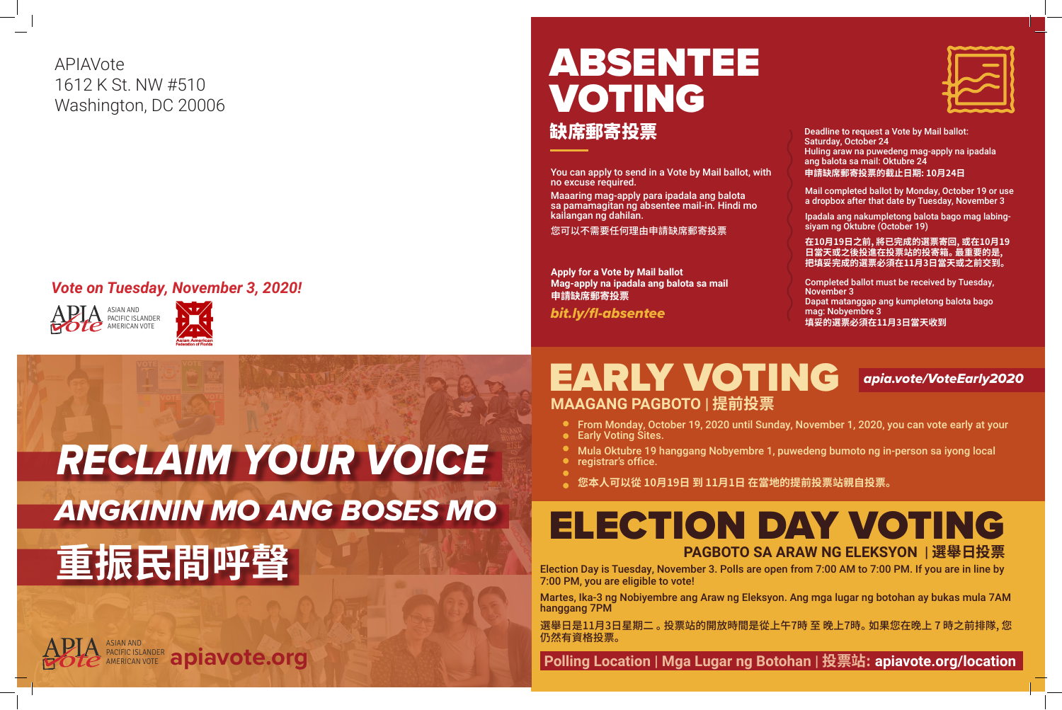APIAVote
1612 K St. NW #510
Washington, DC 20006

*Vote on Tuesday, November 3, 2020!*

APIA Vote ASIAN AND PACIFIC ISLANDER AMERICAN VOTE

Asian American Federation of Florida

# *RECLAIM YOUR VOICE*

## *ANGKININ MO ANG BOSES MO*

## 重振民間呼聲

APIA Vote ASIAN AND PACIFIC ISLANDER AMERICAN VOTE **apiavote.org**

# ABSENTEE VOTING

## 缺席郵寄投票

You can apply to send in a Vote by Mail ballot, with no excuse required.

Maaaring mag-apply para ipadala ang balota sa pamamagitan ng absentee mail-in. Hindi mo kailangan ng dahilan.

您可以不需要任何理由申請缺席郵寄投票

**Apply for a Vote by Mail ballot**
**Mag-apply na ipadala ang balota sa mail**
**申請缺席郵寄投票**

***bit.ly/fl-absentee***

Deadline to request a Vote by Mail ballot: Saturday, October 24
Huling araw na puwedeng mag-apply na ipadala ang balota sa mail: Oktubre 24
申請缺席郵寄投票的截止日期: 10月24日

Mail completed ballot by Monday, October 19 or use a dropbox after that date by Tuesday, November 3

Ipadala ang nakumpletong balota bago mag labing-siyam ng Oktubre (October 19)

在10月19日之前, 將已完成的選票寄回, 或在10月19日當天或之後投進在投票站的投寄箱。最重要的是, 把填妥完成的選票必須在11月3日當天或之前交到。

Completed ballot must be received by Tuesday, November 3
Dapat matanggap ang kumpletong balota bago mag: Nobyembre 3
填妥的選票必須在11月3日當天收到

# EARLY VOTING

***apia.vote/VoteEarly2020***

## MAAGANG PAGBOTO | 提前投票

- From Monday, October 19, 2020 until Sunday, November 1, 2020, you can vote early at your Early Voting Sites.
- Mula Oktubre 19 hanggang Nobyembre 1, puwedeng bumoto ng in-person sa iyong local registrar's office.
- 您本人可以從 10月19日 到 11月1日 在當地的提前投票站親自投票。

# ELECTION DAY VOTING

## PAGBOTO SA ARAW NG ELEKSYON | 選舉日投票

Election Day is Tuesday, November 3. Polls are open from 7:00 AM to 7:00 PM. If you are in line by 7:00 PM, you are eligible to vote!

Martes, Ika-3 ng Nobiyembre ang Araw ng Eleksyon. Ang mga lugar ng botohan ay bukas mula 7AM hanggang 7PM

選舉日是11月3日星期二。投票站的開放時間是從上午7時 至 晚上7時。如果您在晚上 7 時之前排隊, 您仍然有資格投票。

**Polling Location | Mga Lugar ng Botohan | 投票站: apiavote.org/location**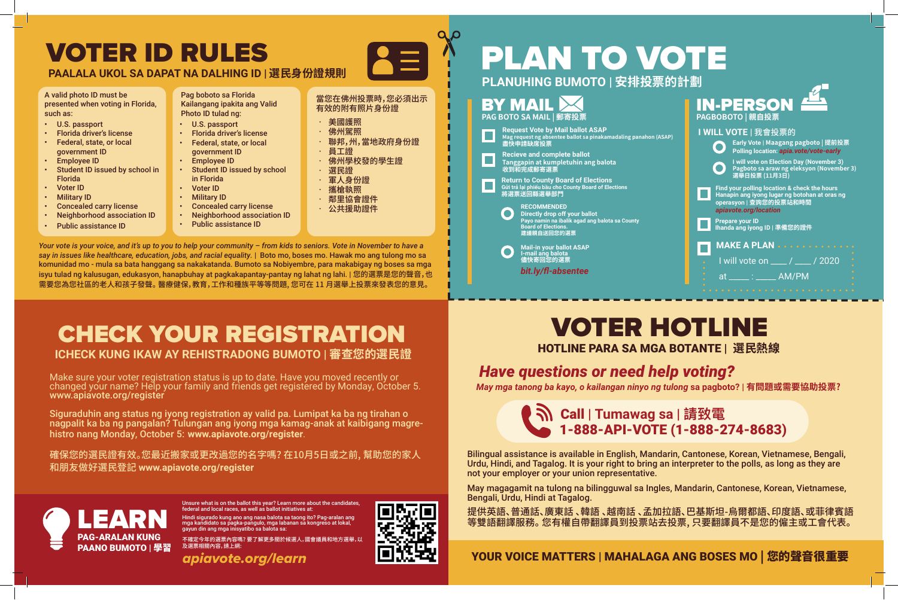# VOTER ID RULES

**PAALALA UKOL SA DAPAT NA DALHING ID | 選民身份證規則**

A valid photo ID must be presented when voting in Florida, such as:

- U.S. passport
- Florida driver's license
- Federal, state, or local government ID
- Employee ID
- Student ID issued by school in Florida
- Voter ID
- Military ID
- Concealed carry license
- Neighborhood association ID
- Public assistance ID

Pag boboto sa Florida Kailangang ipakita ang Valid Photo ID tulad ng:

- U.S. passport
- Florida driver's license
- Federal, state, or local government ID
- Employee ID
- Student ID issued by school in Florida
- Voter ID
- Military ID
- Concealed carry license
- Neighborhood association ID
- Public assistance ID

當您在佛州投票時,您必須出示有效的附有照片身份證

- 美國護照
- 佛州駕照
- 聯邦,州,當地政府身份證
- 員工證
- 佛州學校發的學生證
- 選民證
- 軍人身份證
- 攜槍執照
- 鄰里協會證件
- 公共援助證件

*Your vote is your voice, and it's up to you to help your community – from kids to seniors. Vote in November to have a say in issues like healthcare, education, jobs, and racial equality.* | Boto mo, boses mo. Hawak mo ang tulong mo sa komunidad mo - mula sa bata hanggang sa nakakatanda. Bumoto sa Nobiyembre, para makabigay ng boses sa mga isyu tulad ng kalusugan, edukasyon, hanapbuhay at pagkakapantay-pantay ng lahat ng lahi. | 您的選票是您的聲音,也需要您為您社區的老人和孩子發聲。醫療健保,教育,工作和種族平等等問題, 您可在 11 月選舉上投票來發表您的意見。

# PLAN TO VOTE

**PLANUHING BUMOTO | 安排投票的計劃**

## BY MAIL

**PAG BOTO SA MAIL | 郵寄投票**

- ☐ **Request Vote by Mail ballot ASAP**
  Mag request ng absentee ballot sa pinakamadaling panahon (ASAP)
  儘快申請缺席投票
- ☐ **Recieve and complete ballot**
  Tanggapin at kumpletuhin ang balota
  收到和完成郵寄選票
- ☐ **Return to County Board of Elections**
  Gửi trả lại phiếu bầu cho County Board of Elections
  將選票送回縣選舉部門
  - ○ RECOMMENDED
    Directly drop off your ballot
    Payo namin na ibalik agad ang balota sa County Board of Elections.
    建議親自送回您的選票
  - ○ Mail-in your ballot ASAP
    I-mail ang balota
    儘快寄回您的選票

*bit.ly/fl-absentee*

## IN-PERSON

**PAGBOBOTO | 親自投票**

**I WILL VOTE | 我會投票的**

- ○ Early Vote | Maagang pagboto | 提前投票
  Polling location: *apia.vote/vote-early*
- ○ I will vote on Election Day (November 3)
  Pagboto sa araw ng eleksyon (November 3)
  選舉日投票 (11月3日)
- ☐ Find your polling location & check the hours
  Hanapin ang iyong lugar ng botohan at oras ng operasyon | 查詢您的投票站和時間
  *apiavote.org/location*
- ☐ Prepare your ID
  Ihanda ang iyong ID | 準備您的證件
- ☐ **MAKE A PLAN**
  I will vote on ____ / ____ / 2020
  at _____ : _____ AM/PM

# CHECK YOUR REGISTRATION

**ICHECK KUNG IKAW AY REHISTRADONG BUMOTO | 審查您的選民證**

Make sure your voter registration status is up to date. Have you moved recently or changed your name? Help your family and friends get registered by Monday, October 5. **www.apiavote.org/register**

Siguraduhin ang status ng iyong registration ay valid pa. Lumipat ka ba ng tirahan o nagpalit ka ba ng pangalan? Tulungan ang iyong mga kamag-anak at kaibigang magre-histro nang Monday, October 5: **www.apiavote.org/register**.

確保您的選民證有效。您最近搬家或更改過您的名字嗎? 在10月5日或之前, 幫助您的家人和朋友做好選民登記 **www.apiavote.org/register**

# LEARN

**PAG-ARALAN KUNG PAANO BUMOTO | 學習**

Unsure what is on the ballot this year? Learn more about the candidates, federal and local races, as well as ballot initiatives at:

Hindi sigurado kung ano ang nasa balota sa taong ito? Pag-aralan ang mga kandidato sa pagka-pangulo, mga labanan sa kongreso at lokal, gayun din ang mga inisyatibo sa balota sa:

不確定今年的選票內容嗎? 要了解更多關於候選人,國會議員和地方選舉,以及選票相關內容,請上網:

*apiavote.org/learn*

# VOTER HOTLINE

**HOTLINE PARA SA MGA BOTANTE | 選民熱線**

***Have questions or need help voting?***

***May mga tanong ba kayo, o kailangan ninyo ng tulong sa pagboto? | 有問題或需要協助投票?***

**Call | Tumawag sa | 請致電**
**1-888-API-VOTE (1-888-274-8683)**

**Bilingual assistance is available in English, Mandarin, Cantonese, Korean, Vietnamese, Bengali, Urdu, Hindi, and Tagalog. It is your right to bring an interpreter to the polls, as long as they are not your employer or your union representative.**

**May magagamit na tulong na bilingguwal sa Ingles, Mandarin, Cantonese, Korean, Vietnamese, Bengali, Urdu, Hindi at Tagalog.**

**提供英語、普通話、廣東話 、韓語 、越南語 、孟加拉語、巴基斯坦-烏爾都語、印度語、或菲律賓語等雙語翻譯服務。您有權自帶翻譯員到投票站去投票, 只要翻譯員不是您的僱主或工會代表。**

**YOUR VOICE MATTERS | MAHALAGA ANG BOSES MO | 您的聲音很重要**